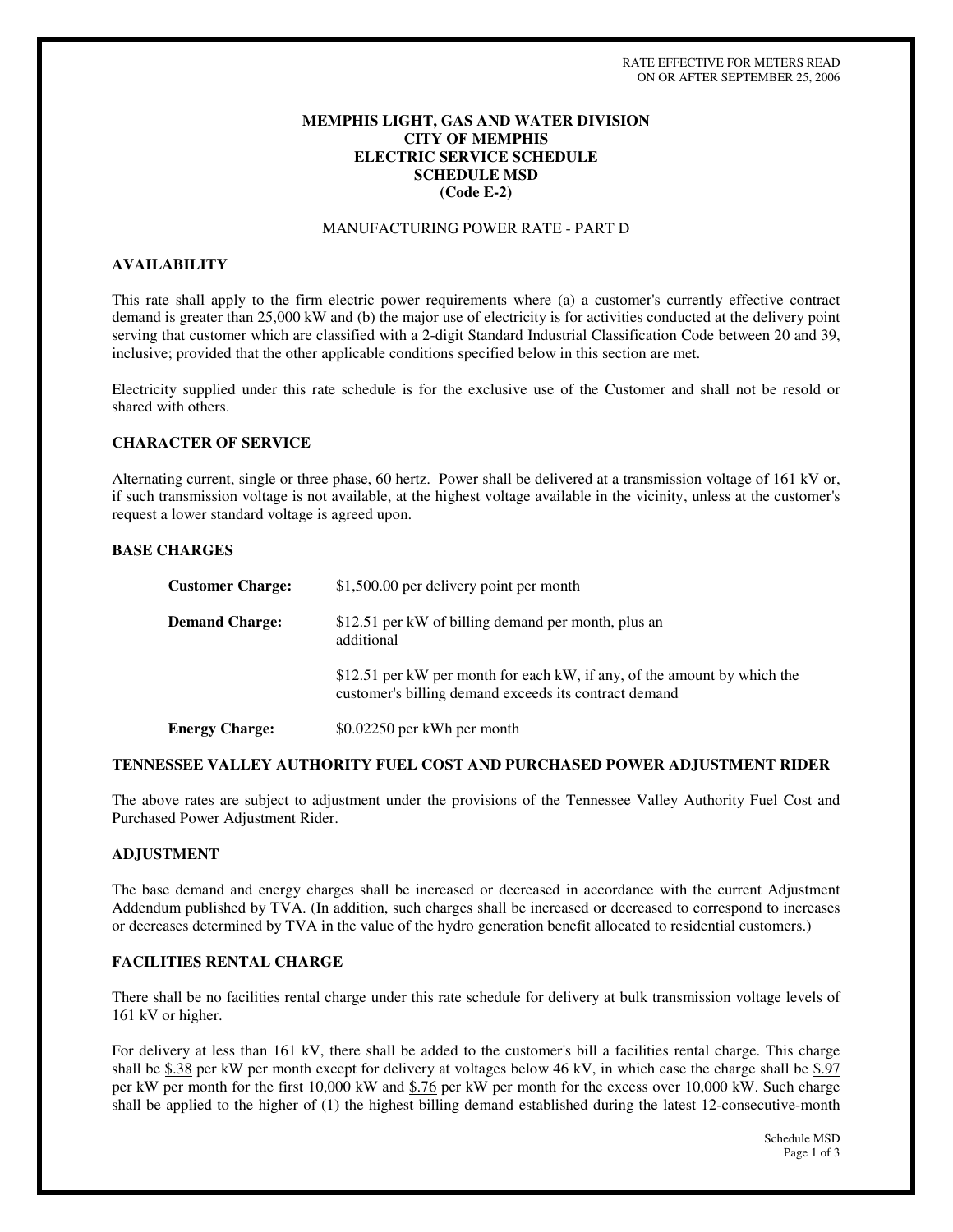RATE EFFECTIVE FOR METERS READ
ON OR AFTER SEPTEMBER 25, 2006

# MEMPHIS LIGHT, GAS AND WATER DIVISION
# CITY OF MEMPHIS
# ELECTRIC SERVICE SCHEDULE
# SCHEDULE MSD
# (Code E-2)

MANUFACTURING POWER RATE - PART D

## AVAILABILITY

This rate shall apply to the firm electric power requirements where (a) a customer's currently effective contract demand is greater than 25,000 kW and (b) the major use of electricity is for activities conducted at the delivery point serving that customer which are classified with a 2-digit Standard Industrial Classification Code between 20 and 39, inclusive; provided that the other applicable conditions specified below in this section are met.

Electricity supplied under this rate schedule is for the exclusive use of the Customer and shall not be resold or shared with others.

## CHARACTER OF SERVICE

Alternating current, single or three phase, 60 hertz. Power shall be delivered at a transmission voltage of 161 kV or, if such transmission voltage is not available, at the highest voltage available in the vicinity, unless at the customer's request a lower standard voltage is agreed upon.

## BASE CHARGES

**Customer Charge:** $1,500.00 per delivery point per month

**Demand Charge:** $12.51 per kW of billing demand per month, plus an additional

$12.51 per kW per month for each kW, if any, of the amount by which the customer's billing demand exceeds its contract demand

**Energy Charge:** $0.02250 per kWh per month

## TENNESSEE VALLEY AUTHORITY FUEL COST AND PURCHASED POWER ADJUSTMENT RIDER

The above rates are subject to adjustment under the provisions of the Tennessee Valley Authority Fuel Cost and Purchased Power Adjustment Rider.

## ADJUSTMENT

The base demand and energy charges shall be increased or decreased in accordance with the current Adjustment Addendum published by TVA. (In addition, such charges shall be increased or decreased to correspond to increases or decreases determined by TVA in the value of the hydro generation benefit allocated to residential customers.)

## FACILITIES RENTAL CHARGE

There shall be no facilities rental charge under this rate schedule for delivery at bulk transmission voltage levels of 161 kV or higher.

For delivery at less than 161 kV, there shall be added to the customer's bill a facilities rental charge. This charge shall be $.38 per kW per month except for delivery at voltages below 46 kV, in which case the charge shall be $.97 per kW per month for the first 10,000 kW and $.76 per kW per month for the excess over 10,000 kW. Such charge shall be applied to the higher of (1) the highest billing demand established during the latest 12-consecutive-month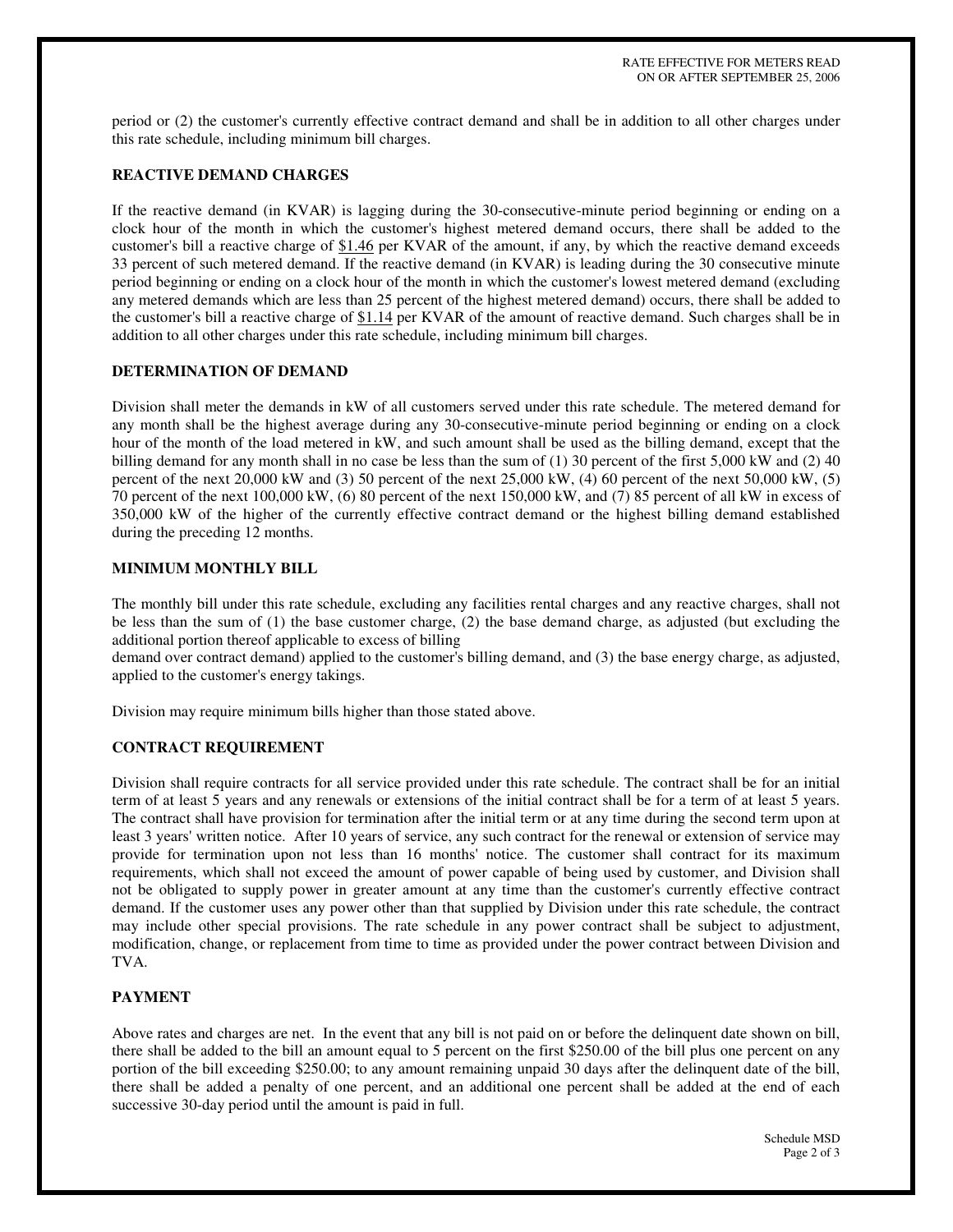period or (2) the customer's currently effective contract demand and shall be in addition to all other charges under this rate schedule, including minimum bill charges.

### REACTIVE DEMAND CHARGES

If the reactive demand (in KVAR) is lagging during the 30-consecutive-minute period beginning or ending on a clock hour of the month in which the customer's highest metered demand occurs, there shall be added to the customer's bill a reactive charge of $1.46 per KVAR of the amount, if any, by which the reactive demand exceeds 33 percent of such metered demand. If the reactive demand (in KVAR) is leading during the 30 consecutive minute period beginning or ending on a clock hour of the month in which the customer's lowest metered demand (excluding any metered demands which are less than 25 percent of the highest metered demand) occurs, there shall be added to the customer's bill a reactive charge of $1.14 per KVAR of the amount of reactive demand. Such charges shall be in addition to all other charges under this rate schedule, including minimum bill charges.

### DETERMINATION OF DEMAND

Division shall meter the demands in kW of all customers served under this rate schedule. The metered demand for any month shall be the highest average during any 30-consecutive-minute period beginning or ending on a clock hour of the month of the load metered in kW, and such amount shall be used as the billing demand, except that the billing demand for any month shall in no case be less than the sum of (1) 30 percent of the first 5,000 kW and (2) 40 percent of the next 20,000 kW and (3) 50 percent of the next 25,000 kW, (4) 60 percent of the next 50,000 kW, (5) 70 percent of the next 100,000 kW, (6) 80 percent of the next 150,000 kW, and (7) 85 percent of all kW in excess of 350,000 kW of the higher of the currently effective contract demand or the highest billing demand established during the preceding 12 months.

### MINIMUM MONTHLY BILL

The monthly bill under this rate schedule, excluding any facilities rental charges and any reactive charges, shall not be less than the sum of (1) the base customer charge, (2) the base demand charge, as adjusted (but excluding the additional portion thereof applicable to excess of billing demand over contract demand) applied to the customer's billing demand, and (3) the base energy charge, as adjusted, applied to the customer's energy takings.

Division may require minimum bills higher than those stated above.

### CONTRACT REQUIREMENT

Division shall require contracts for all service provided under this rate schedule. The contract shall be for an initial term of at least 5 years and any renewals or extensions of the initial contract shall be for a term of at least 5 years. The contract shall have provision for termination after the initial term or at any time during the second term upon at least 3 years' written notice. After 10 years of service, any such contract for the renewal or extension of service may provide for termination upon not less than 16 months' notice. The customer shall contract for its maximum requirements, which shall not exceed the amount of power capable of being used by customer, and Division shall not be obligated to supply power in greater amount at any time than the customer's currently effective contract demand. If the customer uses any power other than that supplied by Division under this rate schedule, the contract may include other special provisions. The rate schedule in any power contract shall be subject to adjustment, modification, change, or replacement from time to time as provided under the power contract between Division and TVA.

### PAYMENT

Above rates and charges are net. In the event that any bill is not paid on or before the delinquent date shown on bill, there shall be added to the bill an amount equal to 5 percent on the first $250.00 of the bill plus one percent on any portion of the bill exceeding $250.00; to any amount remaining unpaid 30 days after the delinquent date of the bill, there shall be added a penalty of one percent, and an additional one percent shall be added at the end of each successive 30-day period until the amount is paid in full.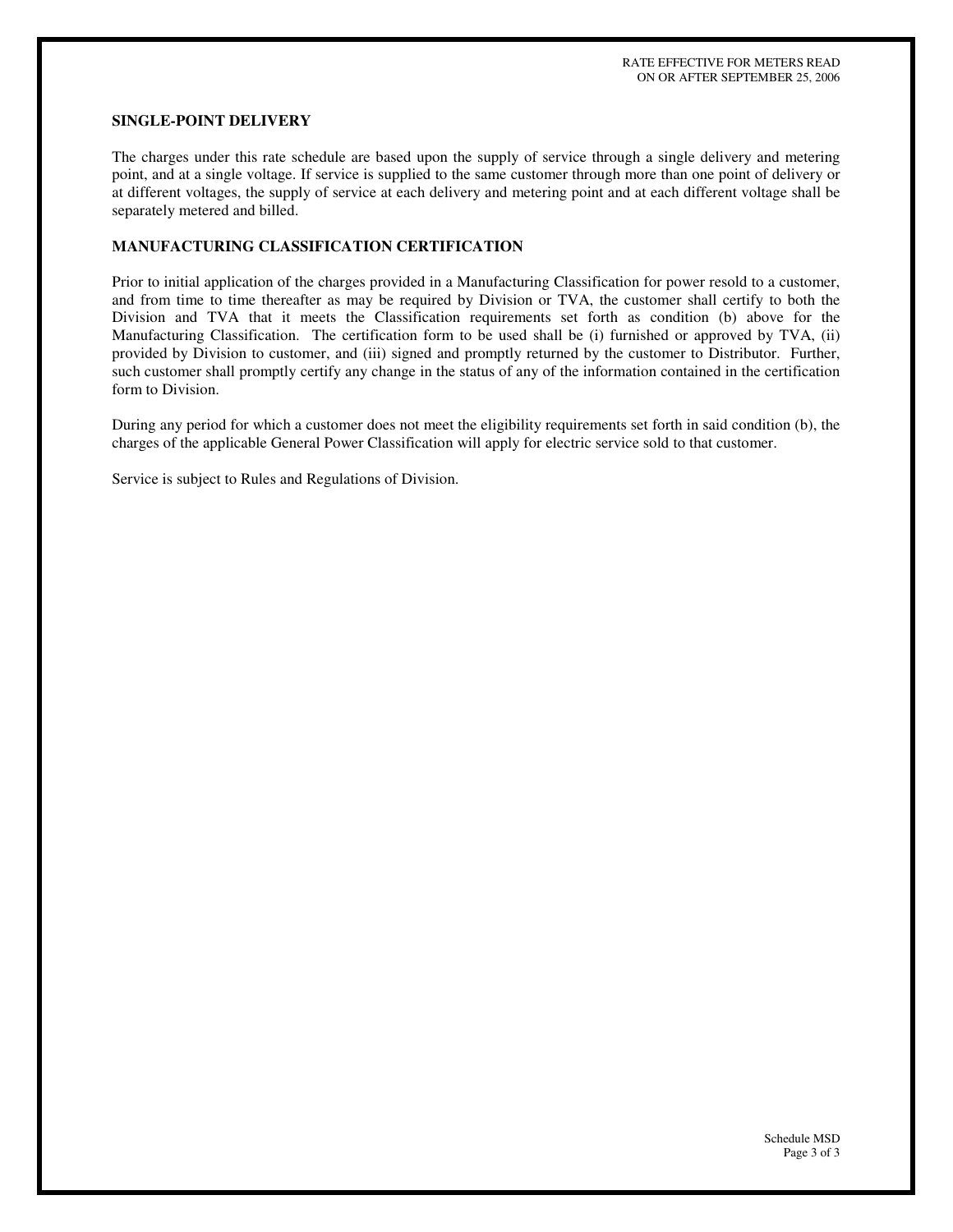**SINGLE-POINT DELIVERY**

The charges under this rate schedule are based upon the supply of service through a single delivery and metering point, and at a single voltage. If service is supplied to the same customer through more than one point of delivery or at different voltages, the supply of service at each delivery and metering point and at each different voltage shall be separately metered and billed.

**MANUFACTURING CLASSIFICATION CERTIFICATION**

Prior to initial application of the charges provided in a Manufacturing Classification for power resold to a customer, and from time to time thereafter as may be required by Division or TVA, the customer shall certify to both the Division and TVA that it meets the Classification requirements set forth as condition (b) above for the Manufacturing Classification. The certification form to be used shall be (i) furnished or approved by TVA, (ii) provided by Division to customer, and (iii) signed and promptly returned by the customer to Distributor. Further, such customer shall promptly certify any change in the status of any of the information contained in the certification form to Division.

During any period for which a customer does not meet the eligibility requirements set forth in said condition (b), the charges of the applicable General Power Classification will apply for electric service sold to that customer.

Service is subject to Rules and Regulations of Division.